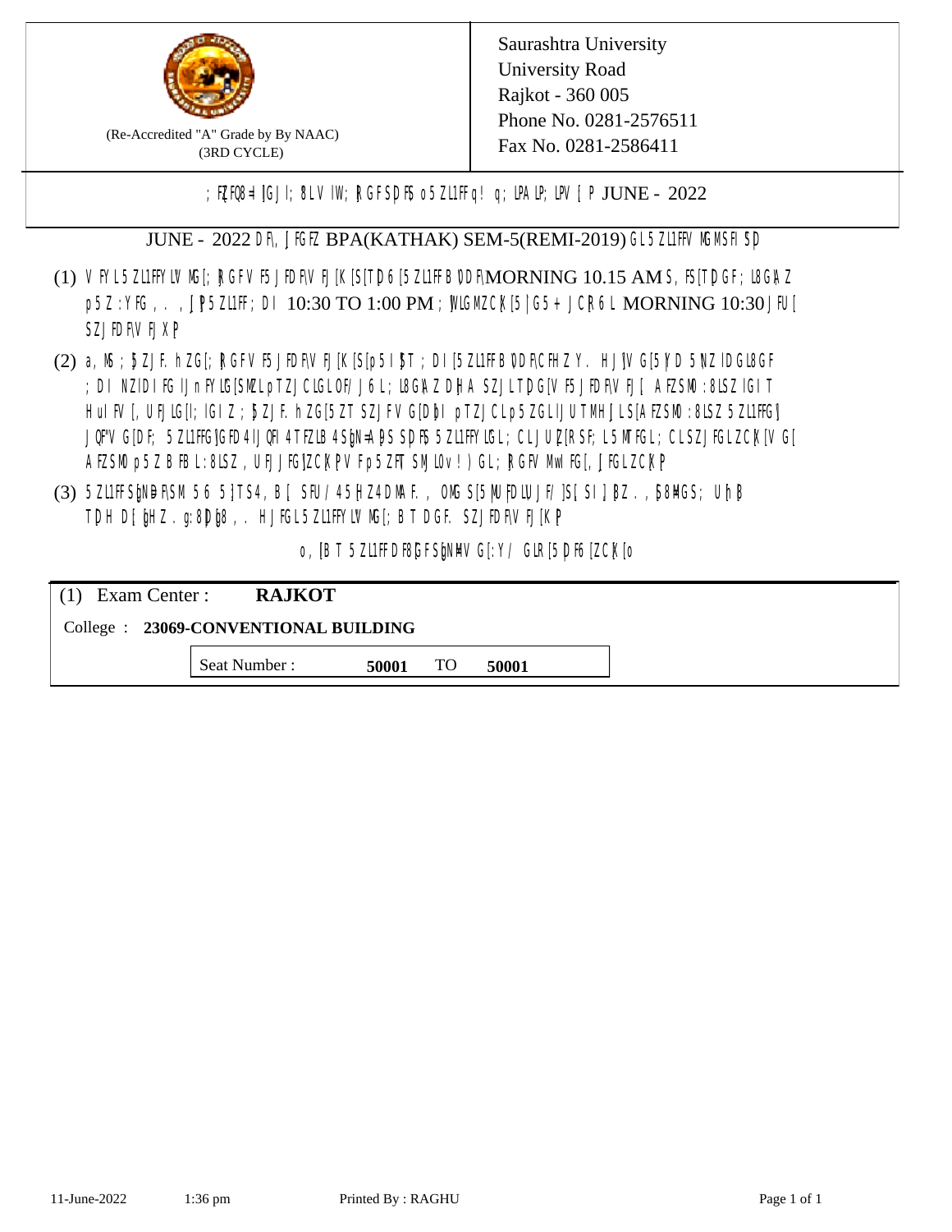(Re-Accredited "A" Grade by By NAAC)
(3RD CYCLE)

Saurashtra University
University Road
Rajkot - 360 005
Phone No. 0281-2576511
Fax No. 0281-2586411

; FZFQ8=lGJI; 8LV IW; RGFSDFS o5ZL1FFq! q; LPALP; LPV [P JUNE - 2022

JUNE - 2022 DF\ JFGFZ BPA(KATHAK) SEM-5(REMI-2019) GL5ZL1FFV MGMSFI SD

(1) V FYL5ZL1FFYLV MG[; RGFV F5 JFDF\V FJ[K[S[TD6[5ZL1FFB0DF\MORNING 10.15 AM S, FS[TDGF; L8G\Z p5Z :YFG , . , JP5ZL1FF; DI 10:30 TO 1:00 PM ; MLGMZCK[5|G5+ JCR6L MORNING 10:30 JFU[ SZJFDF\V FJXP

(2) a, MS ; bZJF. hZG[; RGFV F5 JFDF\V FJ[K[S[p5IbT ; DI[5ZL1FFB0DF\CFHZ Y. HJ]V G[5Y DI 5 NZ lDGL8GF ; DI NZlDIFG lJnFYLG[SMZL pTZJCLGLOF/ J6L; L8G\Z DHA SZJLTDG[V F5JFDF\VFJ[ AFZSMO :8LSZ lGIT HuIFV [, UFJLG[l; lGIZ ; bZJF. hZG[5ZT SZJFV G[DbI pTZJCLp5ZGLIJUTMHJLS[AFZSMO :8LSZ 5ZL1FFG] JQF"V G[DF; 5ZL1FFG]GFD 4 lJQFI 4 TFZLB 4 SbN=ADS SDFS 5ZL1FFYLGL; CLJUZ[RSF; L5MTFGL; CLSZJFGLZCK[V G[ AFZSMO p5Z B FBL :8LSZ , UFJ JFG]ZCKPV Fp5ZFT SMJLv ! ) GL; RGFV MwIFG[, JFGLZCKP

(3) 5ZL1FFSbND\F\SM 56 5}TS4, B [ SFU/ 45HZ4 DMAF. , OMG S[5MUFDLUJF/ ]S[ SI] bZ. , b8MGS; Uh b TDH D[bHZ. g:8DbB , . HJFGL5ZL1FFYLV MG[; B T DGF. SZJFDF\VFJ[KP

o, [BT 5ZL1FFDF8GFSbNMV G[:Y/ GLR[5DF6[ZCK[o

| (1) Exam Center : **RAJKOT** |
|---|
| College : **23069-CONVENTIONAL BUILDING** |
| Seat Number : **50001** TO **50001** |

11-June-2022 1:36 pm Printed By : RAGHU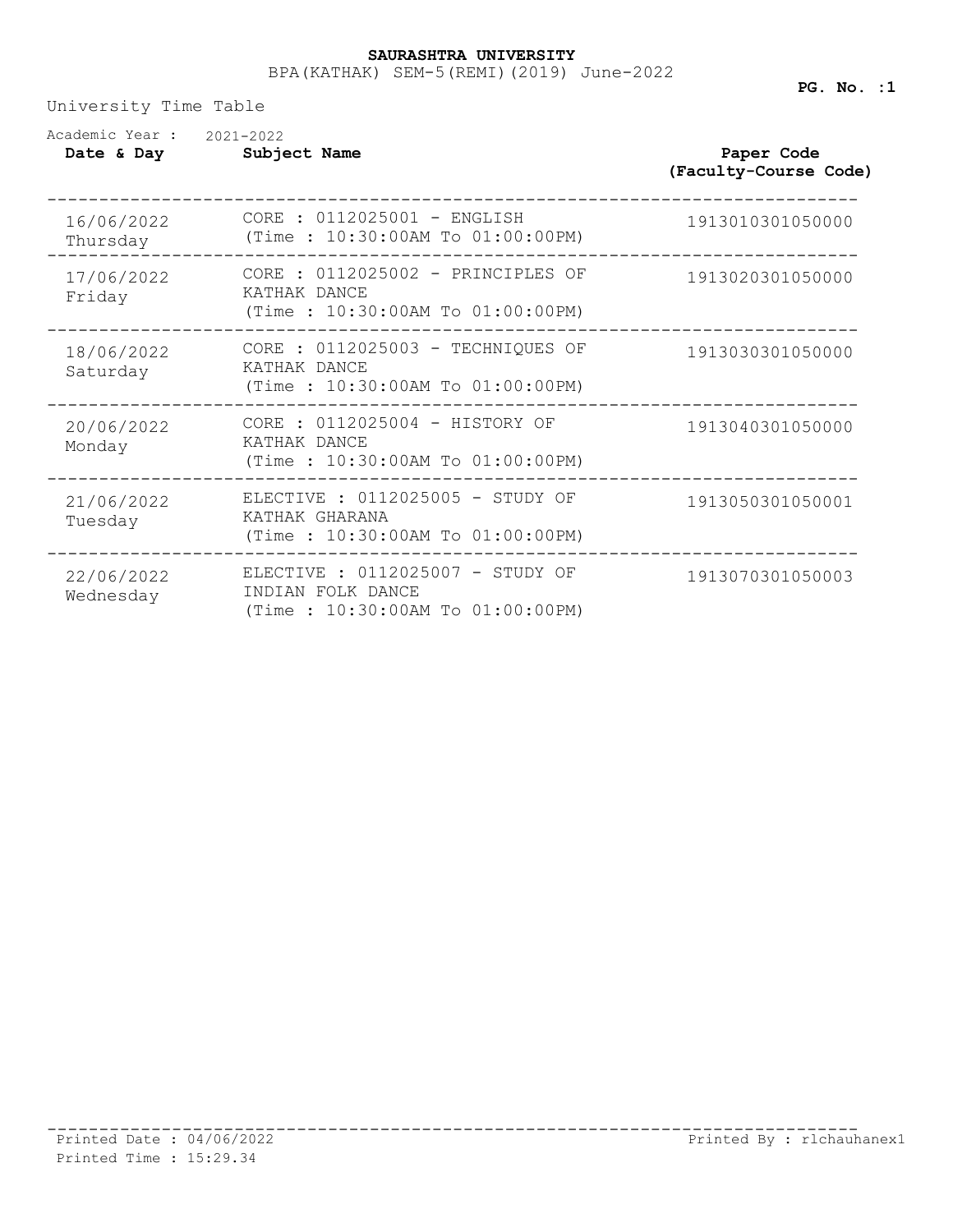**SAURASHTRA UNIVERSITY**

BPA(KATHAK) SEM-5(REMI)(2019) June-2022

University Time Table

Academic Year : 2021-2022

| Date & Day | Subject Name | Paper Code (Faculty-Course Code) |
|---|---|---|
| 16/06/2022 Thursday | CORE : 0112025001 - ENGLISH (Time : 10:30:00AM To 01:00:00PM) | 1913010301050000 |
| 17/06/2022 Friday | CORE : 0112025002 - PRINCIPLES OF KATHAK DANCE (Time : 10:30:00AM To 01:00:00PM) | 1913020301050000 |
| 18/06/2022 Saturday | CORE : 0112025003 - TECHNIQUES OF KATHAK DANCE (Time : 10:30:00AM To 01:00:00PM) | 1913030301050000 |
| 20/06/2022 Monday | CORE : 0112025004 - HISTORY OF KATHAK DANCE (Time : 10:30:00AM To 01:00:00PM) | 1913040301050000 |
| 21/06/2022 Tuesday | ELECTIVE : 0112025005 - STUDY OF KATHAK GHARANA (Time : 10:30:00AM To 01:00:00PM) | 1913050301050001 |
| 22/06/2022 Wednesday | ELECTIVE : 0112025007 - STUDY OF INDIAN FOLK DANCE (Time : 10:30:00AM To 01:00:00PM) | 1913070301050003 |

Printed Date : 04/06/2022

Printed Time : 15:29.34

Printed By : rlchauhanex1